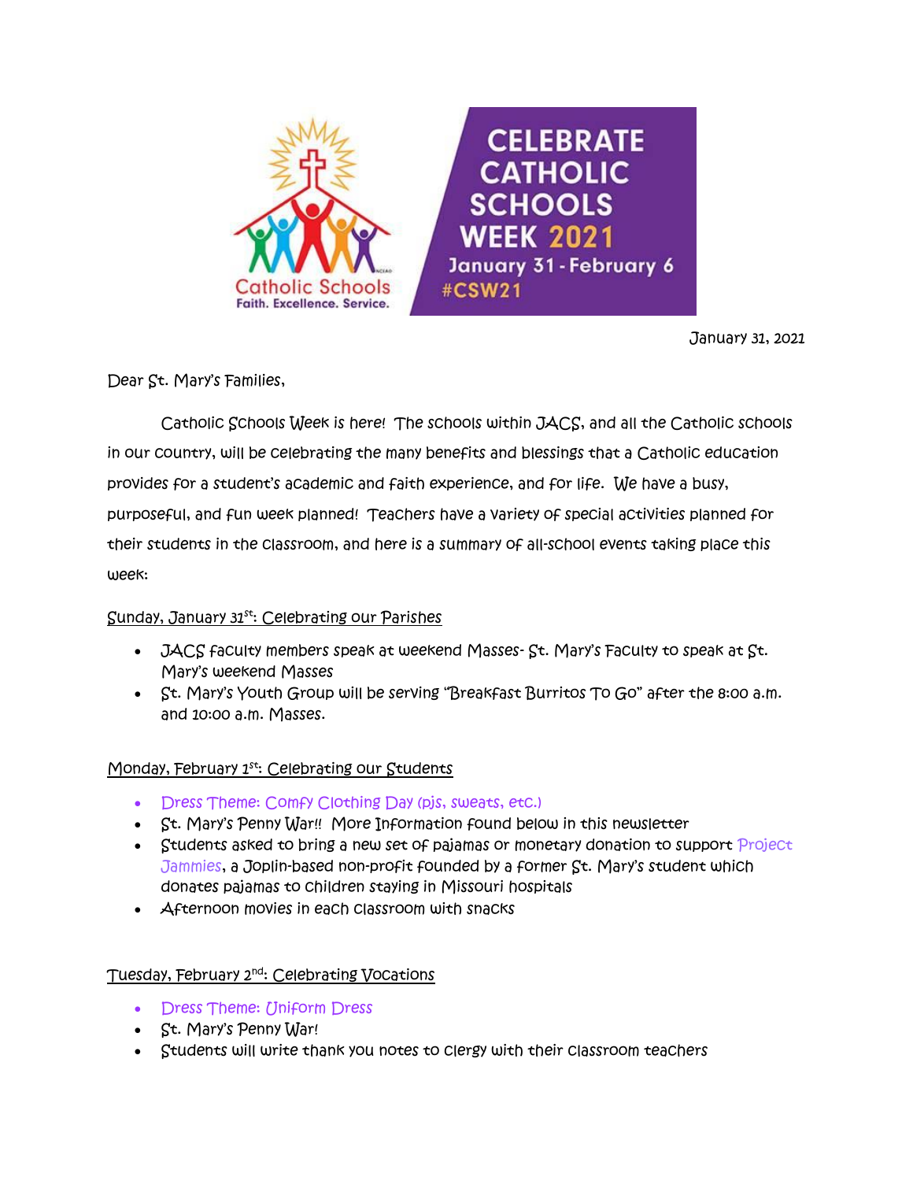CELEBRATE CATHOLIC SCHOOLS WEEK 2021

January 31 - February 6

#CSW21

Catholic Schools

Faith. Excellence. Service.

January 31, 2021

Dear St. Mary's Families,

Catholic Schools Week is here! The schools within JACS, and all the Catholic schools in our country, will be celebrating the many benefits and blessings that a Catholic education provides for a student's academic and faith experience, and for life. We have a busy, purposeful, and fun week planned! Teachers have a variety of special activities planned for their students in the classroom, and here is a summary of all-school events taking place this week:

Sunday, January 31st: Celebrating our Parishes

- JACS faculty members speak at weekend Masses- St. Mary's Faculty to speak at St. Mary's weekend Masses
- St. Mary's Youth Group will be serving "Breakfast Burritos To Go" after the 8:00 a.m. and 10:00 a.m. Masses.

Monday, February 1st: Celebrating our Students

- Dress Theme: Comfy Clothing Day (pjs, sweats, etc.)
- St. Mary's Penny War!! More Information found below in this newsletter
- Students asked to bring a new set of pajamas or monetary donation to support Project Jammies, a Joplin-based non-profit founded by a former St. Mary's student which donates pajamas to children staying in Missouri hospitals
- Afternoon movies in each classroom with snacks

Tuesday, February 2nd: Celebrating Vocations

- Dress Theme: Uniform Dress
- St. Mary's Penny War!
- Students will write thank you notes to clergy with their classroom teachers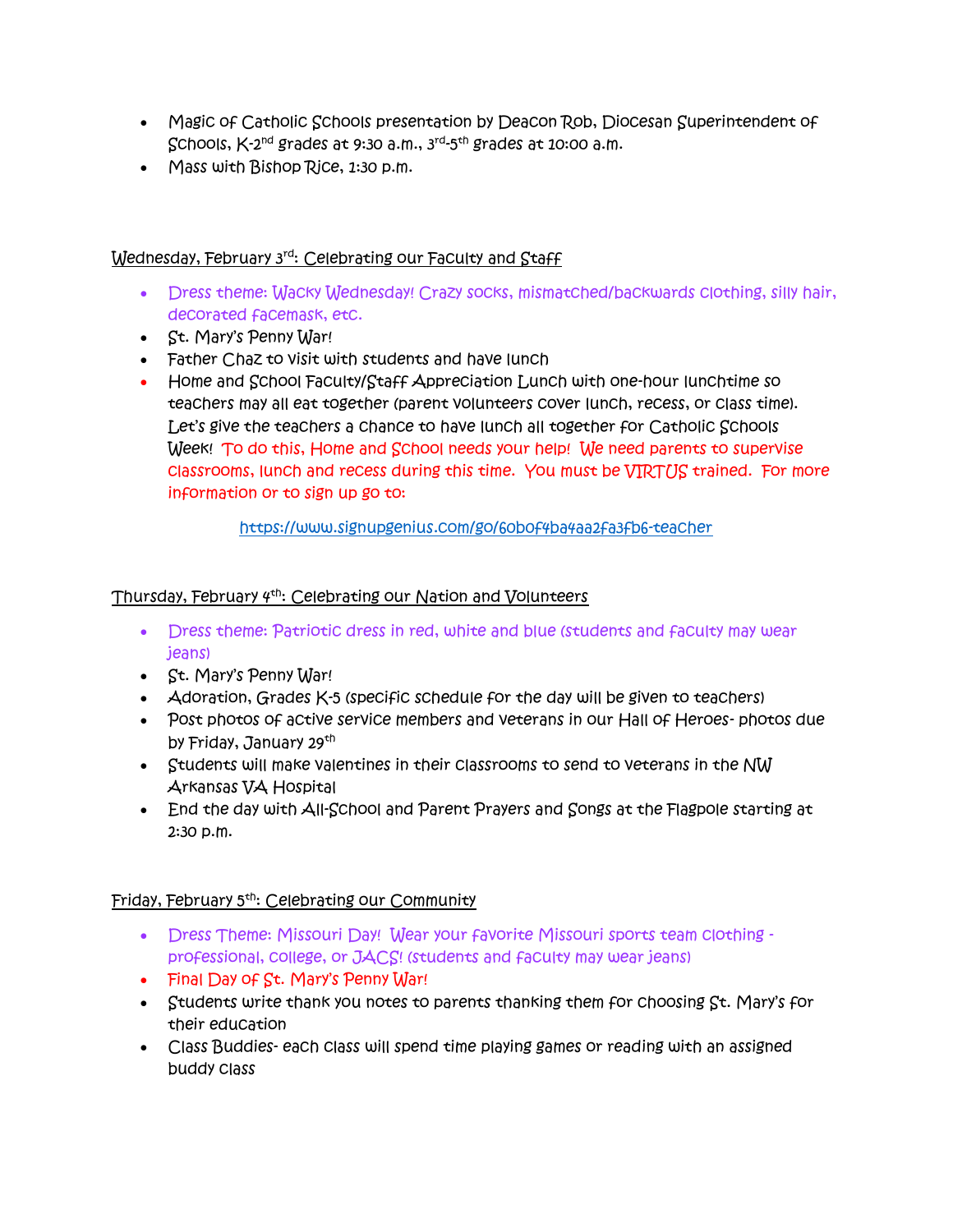- Magic of Catholic Schools presentation by Deacon Rob, Diocesan Superintendent of Schools, K-2nd grades at 9:30 a.m., 3rd-5th grades at 10:00 a.m.
- Mass with Bishop Rice, 1:30 p.m.

Wednesday, February 3rd: Celebrating our Faculty and Staff

- Dress theme: Wacky Wednesday! Crazy socks, mismatched/backwards clothing, silly hair, decorated facemask, etc.
- St. Mary's Penny War!
- Father Chaz to visit with students and have lunch
- Home and School Faculty/Staff Appreciation Lunch with one-hour lunchtime so teachers may all eat together (parent volunteers cover lunch, recess, or class time). Let's give the teachers a chance to have lunch all together for Catholic Schools Week! To do this, Home and School needs your help! We need parents to supervise classrooms, lunch and recess during this time. You must be VIRTUS trained. For more information or to sign up go to:

  https://www.signupgenius.com/go/60b0f4ba4aa2fa3fb6-teacher

Thursday, February 4th: Celebrating our Nation and Volunteers

- Dress theme: Patriotic dress in red, white and blue (students and faculty may wear jeans)
- St. Mary's Penny War!
- Adoration, Grades K-5 (specific schedule for the day will be given to teachers)
- Post photos of active service members and veterans in our Hall of Heroes- photos due by Friday, January 29th
- Students will make valentines in their classrooms to send to veterans in the NW Arkansas VA Hospital
- End the day with All-School and Parent Prayers and Songs at the Flagpole starting at 2:30 p.m.

Friday, February 5th: Celebrating our Community

- Dress Theme: Missouri Day! Wear your favorite Missouri sports team clothing - professional, college, or JACS! (students and faculty may wear jeans)
- Final Day of St. Mary's Penny War!
- Students write thank you notes to parents thanking them for choosing St. Mary's for their education
- Class Buddies- each class will spend time playing games or reading with an assigned buddy class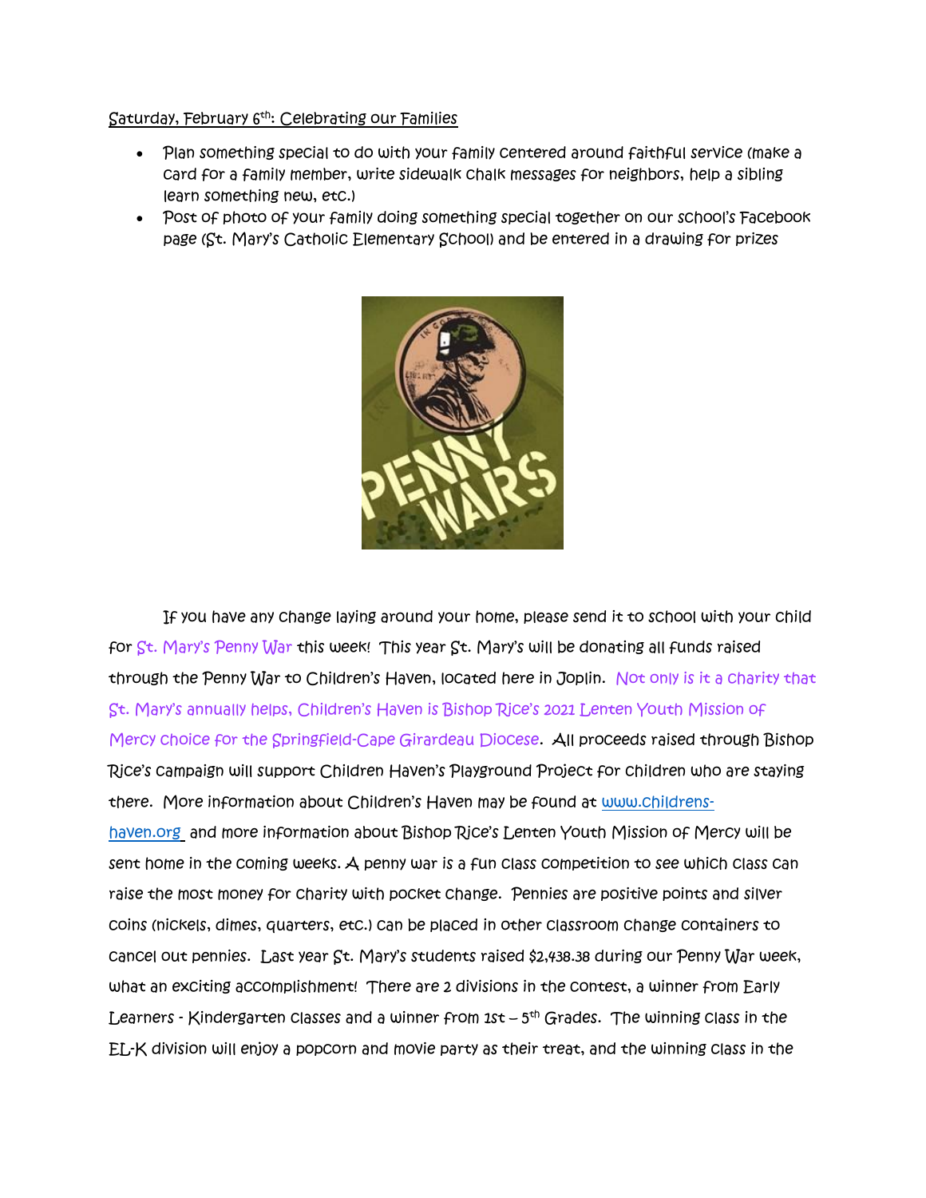Saturday, February 6th: Celebrating our Families

- Plan something special to do with your family centered around faithful service (make a card for a family member, write sidewalk chalk messages for neighbors, help a sibling learn something new, etc.)
- Post of photo of your family doing something special together on our school's Facebook page (St. Mary's Catholic Elementary School) and be entered in a drawing for prizes

If you have any change laying around your home, please send it to school with your child for St. Mary's Penny War this week! This year St. Mary's will be donating all funds raised through the Penny War to Children's Haven, located here in Joplin. Not only is it a charity that St. Mary's annually helps, Children's Haven is Bishop Rice's 2021 Lenten Youth Mission of Mercy choice for the Springfield-Cape Girardeau Diocese. All proceeds raised through Bishop Rice's campaign will support Children Haven's Playground Project for children who are staying there. More information about Children's Haven may be found at www.childrens-haven.org and more information about Bishop Rice's Lenten Youth Mission of Mercy will be sent home in the coming weeks. A penny war is a fun class competition to see which class can raise the most money for charity with pocket change. Pennies are positive points and silver coins (nickels, dimes, quarters, etc.) can be placed in other classroom change containers to cancel out pennies. Last year St. Mary's students raised $2,438.38 during our Penny War week, what an exciting accomplishment! There are 2 divisions in the contest, a winner from Early Learners - Kindergarten classes and a winner from 1st – 5th Grades. The winning class in the EL-K division will enjoy a popcorn and movie party as their treat, and the winning class in the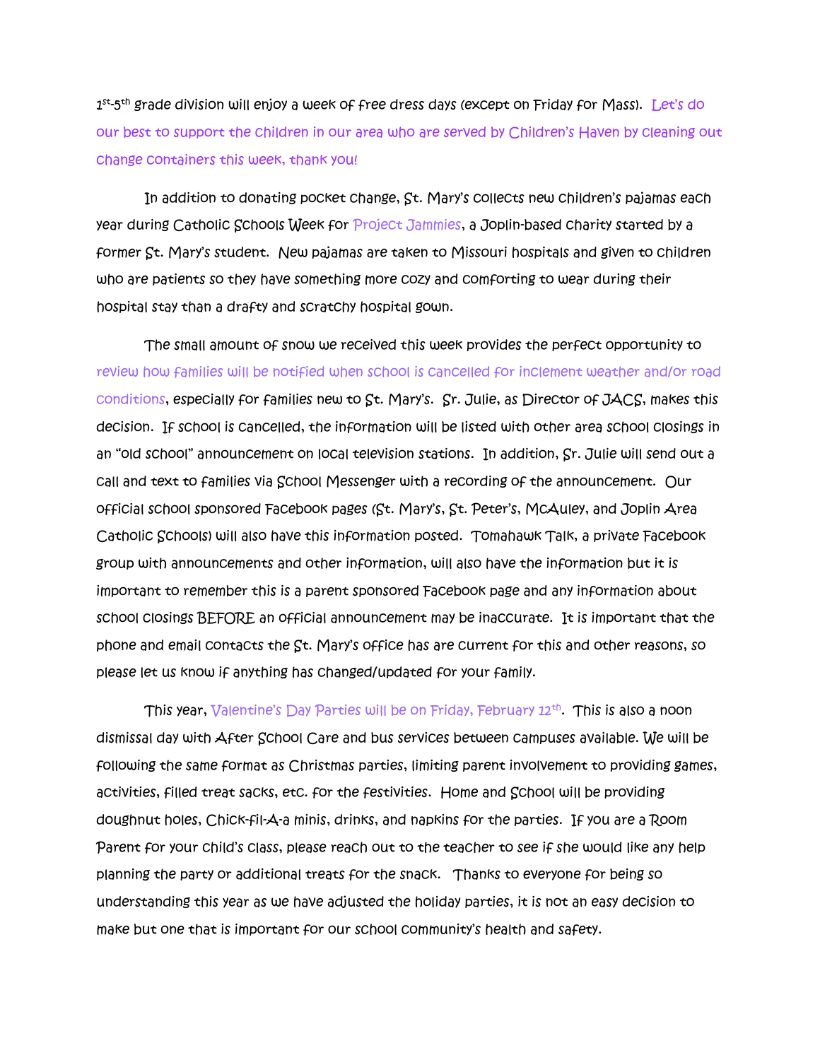1st-5th grade division will enjoy a week of free dress days (except on Friday for Mass). Let's do our best to support the children in our area who are served by Children's Haven by cleaning out change containers this week, thank you!

In addition to donating pocket change, St. Mary's collects new children's pajamas each year during Catholic Schools Week for Project Jammies, a Joplin-based charity started by a former St. Mary's student. New pajamas are taken to Missouri hospitals and given to children who are patients so they have something more cozy and comforting to wear during their hospital stay than a drafty and scratchy hospital gown.

The small amount of snow we received this week provides the perfect opportunity to review how families will be notified when school is cancelled for inclement weather and/or road conditions, especially for families new to St. Mary's. Sr. Julie, as Director of JACS, makes this decision. If school is cancelled, the information will be listed with other area school closings in an "old school" announcement on local television stations. In addition, Sr. Julie will send out a call and text to families via School Messenger with a recording of the announcement. Our official school sponsored Facebook pages (St. Mary's, St. Peter's, McAuley, and Joplin Area Catholic Schools) will also have this information posted. Tomahawk Talk, a private Facebook group with announcements and other information, will also have the information but it is important to remember this is a parent sponsored Facebook page and any information about school closings BEFORE an official announcement may be inaccurate. It is important that the phone and email contacts the St. Mary's office has are current for this and other reasons, so please let us know if anything has changed/updated for your family.

This year, Valentine's Day Parties will be on Friday, February 12th. This is also a noon dismissal day with After School Care and bus services between campuses available. We will be following the same format as Christmas parties, limiting parent involvement to providing games, activities, filled treat sacks, etc. for the festivities. Home and School will be providing doughnut holes, Chick-fil-A minis, drinks, and napkins for the parties. If you are a Room Parent for your child's class, please reach out to the teacher to see if she would like any help planning the party or additional treats for the snack. Thanks to everyone for being so understanding this year as we have adjusted the holiday parties, it is not an easy decision to make but one that is important for our school community's health and safety.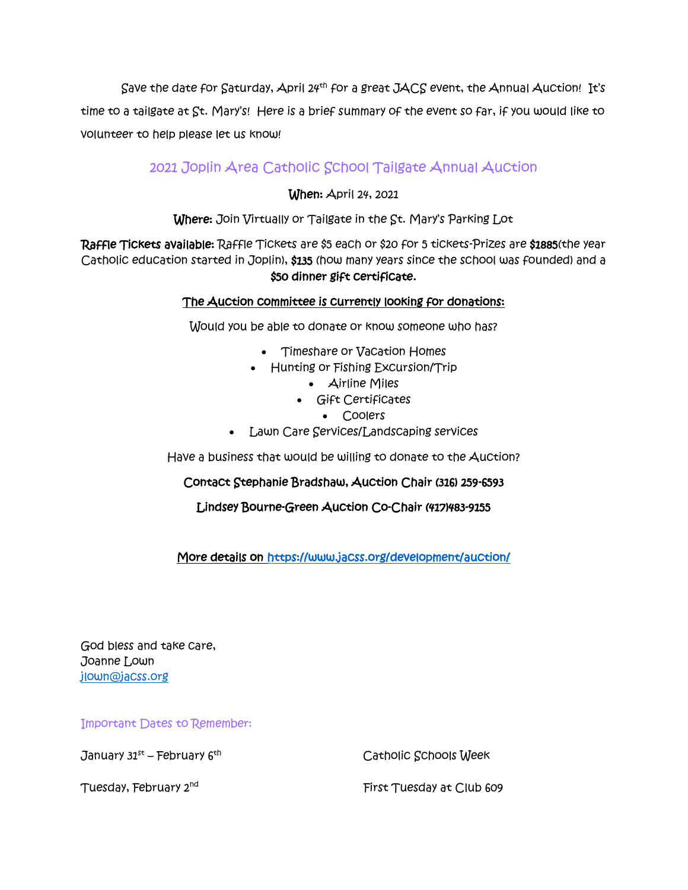Save the date for Saturday, April 24th for a great JACS event, the Annual Auction! It's time to a tailgate at St. Mary's! Here is a brief summary of the event so far, if you would like to volunteer to help please let us know!

## 2021 Joplin Area Catholic School Tailgate Annual Auction

**When:** April 24, 2021

**Where:** Join Virtually or Tailgate in the St. Mary's Parking Lot

**Raffle Tickets available:** Raffle Tickets are $5 each or $20 for 5 tickets-Prizes are **$1885**(the year Catholic education started in Joplin), **$135** (how many years since the school was founded) and a **$50 dinner gift certificate.**

**The Auction committee is currently looking for donations:**

Would you be able to donate or know someone who has?

- Timeshare or Vacation Homes
- Hunting or Fishing Excursion/Trip
- Airline Miles
- Gift Certificates
- Coolers
- Lawn Care Services/Landscaping services

Have a business that would be willing to donate to the Auction?

**Contact Stephanie Bradshaw, Auction Chair (316) 259-6593**

**Lindsey Bourne-Green Auction Co-Chair (417)483-9155**

**More details on https://www.jacss.org/development/auction/**

God bless and take care,
Joanne Lown
jlown@jacss.org

Important Dates to Remember:

January 31st – February 6th — Catholic Schools Week

Tuesday, February 2nd — First Tuesday at Club 609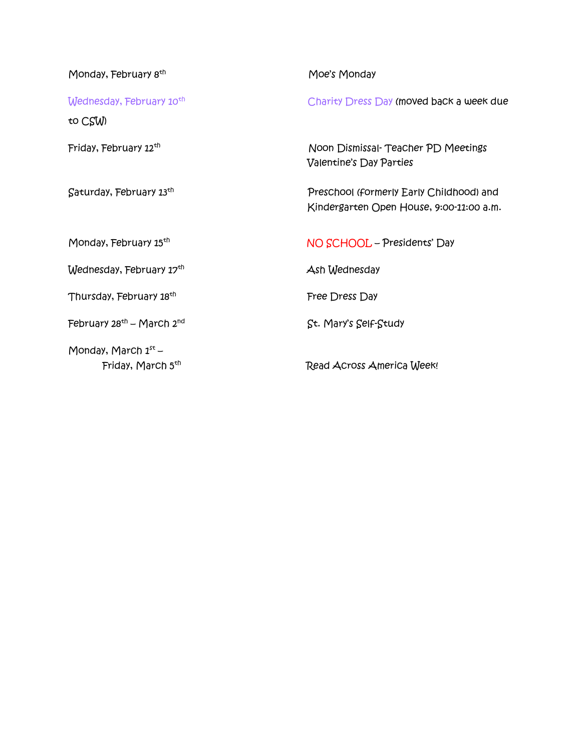| | |
|---|---|
| Monday, February 8th | Moe's Monday |
| Wednesday, February 10th | Charity Dress Day (moved back a week due to CSW) |
| Friday, February 12th | Noon Dismissal- Teacher PD Meetings<br>Valentine's Day Parties |
| Saturday, February 13th | Preschool (formerly Early Childhood) and Kindergarten Open House, 9:00-11:00 a.m. |
| Monday, February 15th | NO SCHOOL – Presidents' Day |
| Wednesday, February 17th | Ash Wednesday |
| Thursday, February 18th | Free Dress Day |
| February 28th – March 2nd | St. Mary's Self-Study |
| Monday, March 1st – Friday, March 5th | Read Across America Week! |